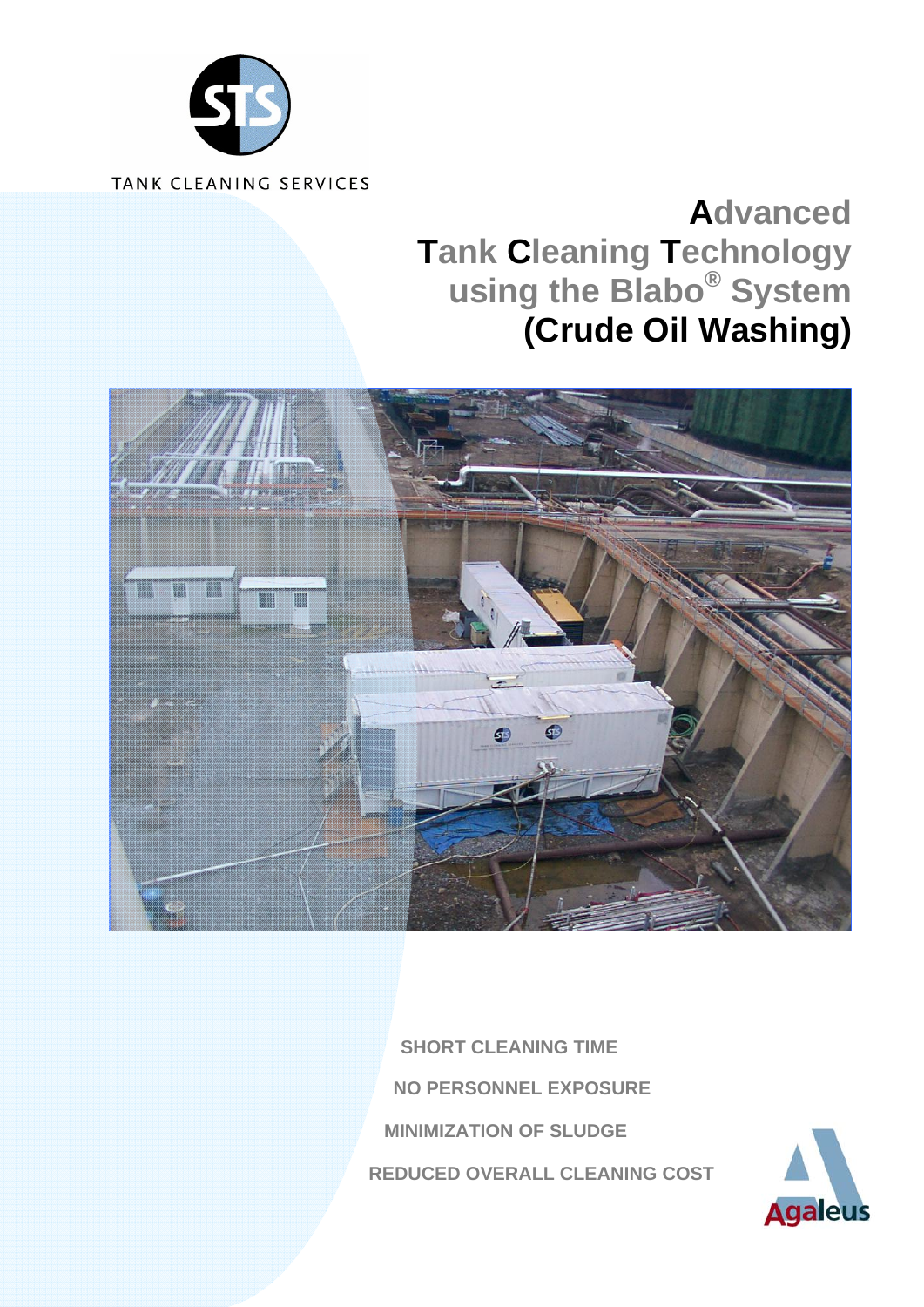TANK CLEANING SERVICES

# Advanced Tank Cleaning Technology using the Blabo® System (Crude Oil Washing)

SHORT CLEANING TIME

NO PERSONNEL EXPOSURE

MINIMIZATION OF SLUDGE

REDUCED OVERALL CLEANING COST

Agaleus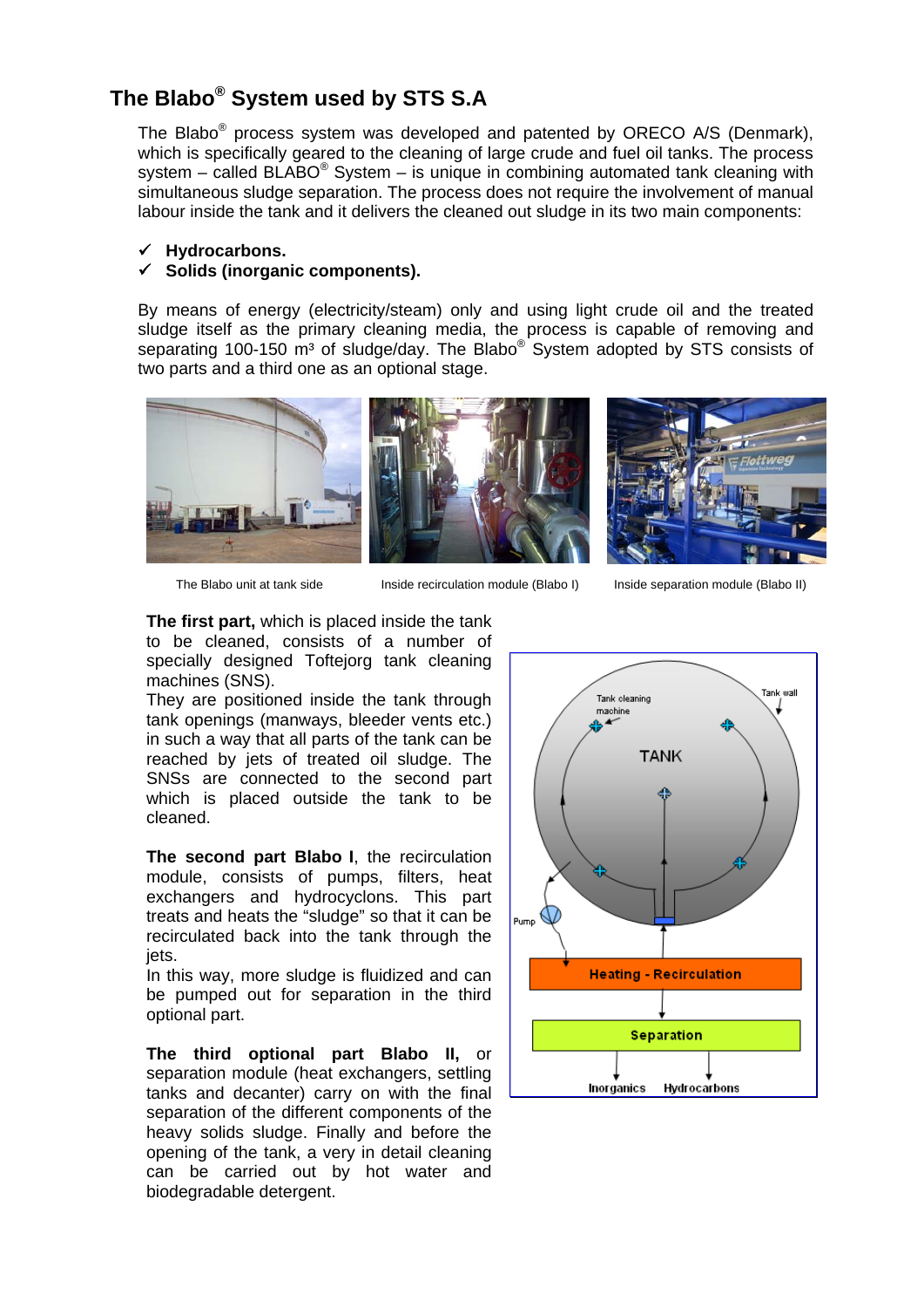## The Blabo® System used by STS S.A

The Blabo® process system was developed and patented by ORECO A/S (Denmark), which is specifically geared to the cleaning of large crude and fuel oil tanks. The process system – called BLABO® System – is unique in combining automated tank cleaning with simultaneous sludge separation. The process does not require the involvement of manual labour inside the tank and it delivers the cleaned out sludge in its two main components:

- ✓ **Hydrocarbons.**
- ✓ **Solids (inorganic components).**

By means of energy (electricity/steam) only and using light crude oil and the treated sludge itself as the primary cleaning media, the process is capable of removing and separating 100-150 m³ of sludge/day. The Blabo® System adopted by STS consists of two parts and a third one as an optional stage.

The Blabo unit at tank side

Inside recirculation module (Blabo I)

Inside separation module (Blabo II)

**The first part,** which is placed inside the tank to be cleaned, consists of a number of specially designed Toftejorg tank cleaning machines (SNS).
They are positioned inside the tank through tank openings (manways, bleeder vents etc.) in such a way that all parts of the tank can be reached by jets of treated oil sludge. The SNSs are connected to the second part which is placed outside the tank to be cleaned.

**The second part Blabo I**, the recirculation module, consists of pumps, filters, heat exchangers and hydrocyclons. This part treats and heats the "sludge" so that it can be recirculated back into the tank through the jets.
In this way, more sludge is fluidized and can be pumped out for separation in the third optional part.

**The third optional part Blabo II,** or separation module (heat exchangers, settling tanks and decanter) carry on with the final separation of the different components of the heavy solids sludge. Finally and before the opening of the tank, a very in detail cleaning can be carried out by hot water and biodegradable detergent.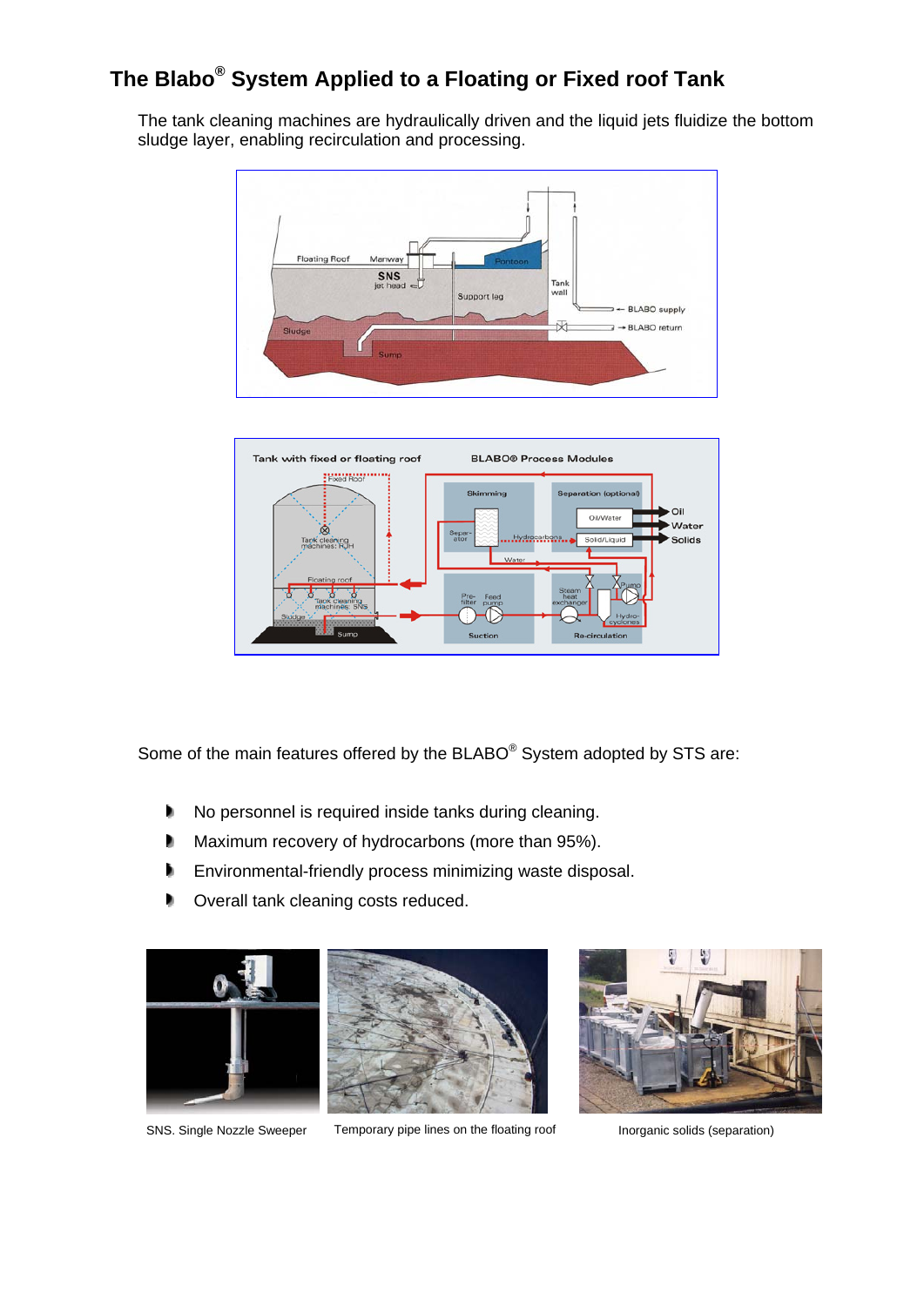## The Blabo® System Applied to a Floating or Fixed roof Tank

The tank cleaning machines are hydraulically driven and the liquid jets fluidize the bottom sludge layer, enabling recirculation and processing.

Some of the main features offered by the BLABO® System adopted by STS are:

- No personnel is required inside tanks during cleaning.
- Maximum recovery of hydrocarbons (more than 95%).
- Environmental-friendly process minimizing waste disposal.
- Overall tank cleaning costs reduced.

SNS. Single Nozzle Sweeper

Temporary pipe lines on the floating roof

Inorganic solids (separation)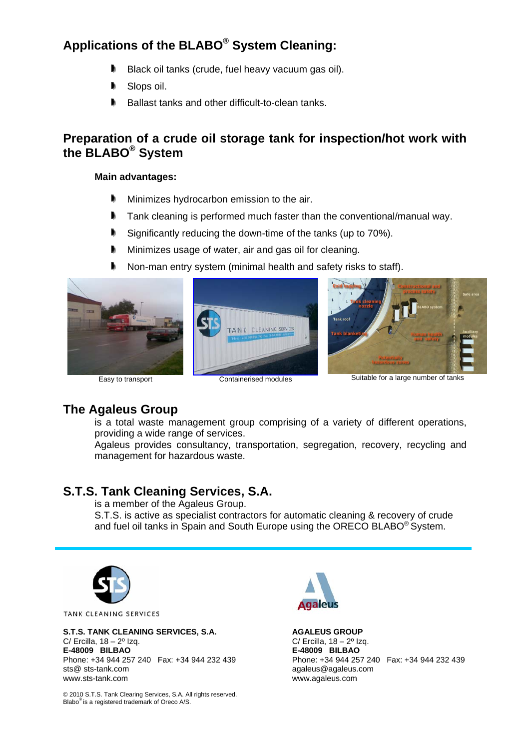## Applications of the BLABO® System Cleaning:

- Black oil tanks (crude, fuel heavy vacuum gas oil).
- Slops oil.
- Ballast tanks and other difficult-to-clean tanks.

## Preparation of a crude oil storage tank for inspection/hot work with the BLABO® System

**Main advantages:**

- Minimizes hydrocarbon emission to the air.
- Tank cleaning is performed much faster than the conventional/manual way.
- Significantly reducing the down-time of the tanks (up to 70%).
- Minimizes usage of water, air and gas oil for cleaning.
- Non-man entry system (minimal health and safety risks to staff).

Easy to transport

Containerised modules

Suitable for a large number of tanks

## The Agaleus Group

is a total waste management group comprising of a variety of different operations, providing a wide range of services.

Agaleus provides consultancy, transportation, segregation, recovery, recycling and management for hazardous waste.

## S.T.S. Tank Cleaning Services, S.A.

is a member of the Agaleus Group.

S.T.S. is active as specialist contractors for automatic cleaning & recovery of crude and fuel oil tanks in Spain and South Europe using the ORECO BLABO® System.

---

TANK CLEANING SERVICES

**S.T.S. TANK CLEANING SERVICES, S.A.**
C/ Ercilla, 18 – 2º Izq.
**E-48009 BILBAO**
Phone: +34 944 257 240 Fax: +34 944 232 439
sts@ sts-tank.com
www.sts-tank.com

**AGALEUS GROUP**
C/ Ercilla, 18 – 2º Izq.
**E-48009 BILBAO**
Phone: +34 944 257 240 Fax: +34 944 232 439
agaleus@agaleus.com
www.agaleus.com

© 2010 S.T.S. Tank Clearing Services, S.A. All rights reserved.
Blabo® is a registered trademark of Oreco A/S.